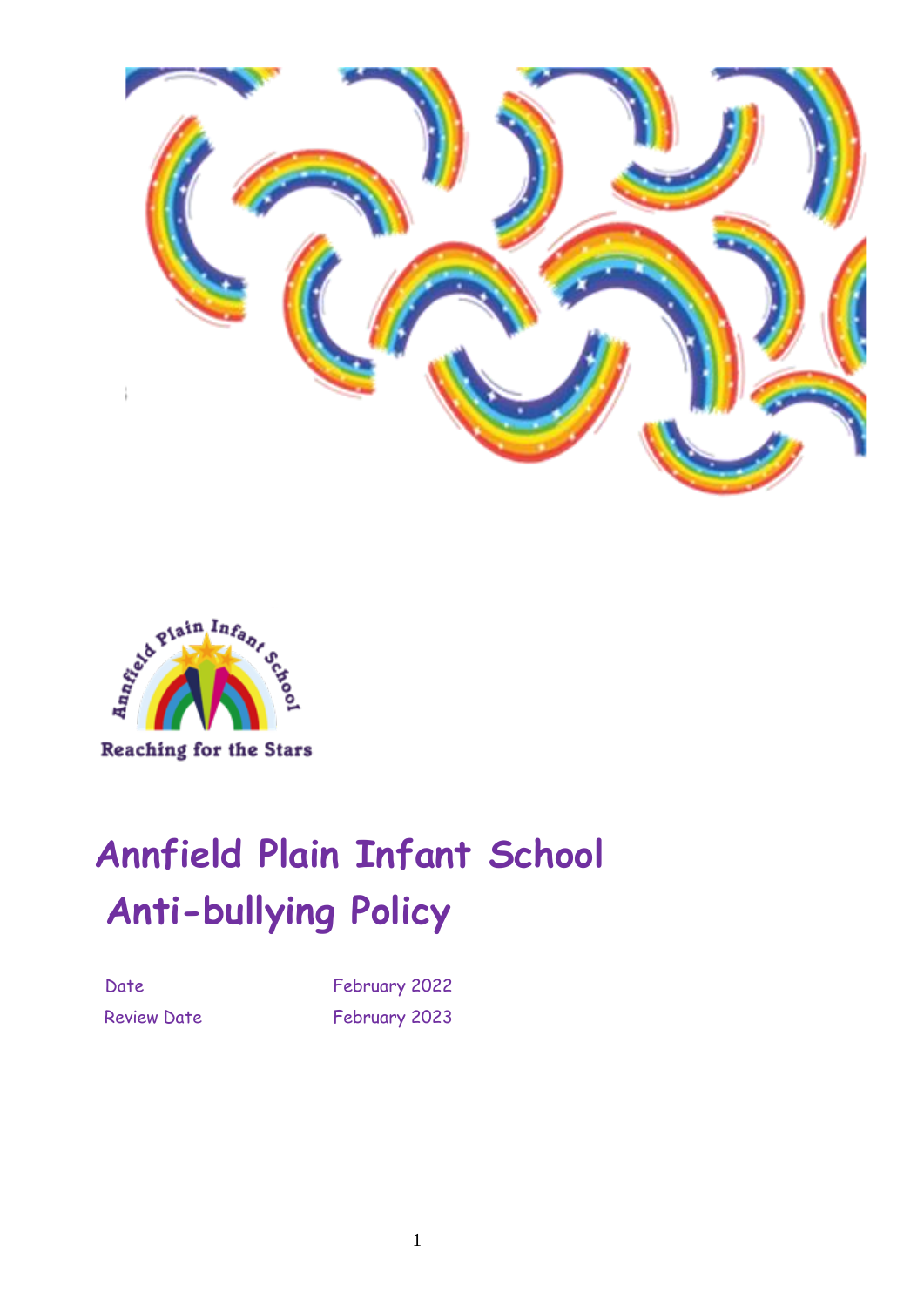Annfield Plain Infant School

Reaching for the Stars

# Annfield Plain Infant School

# Anti-bullying Policy

| Date | February 2022 |
| --- | --- |
| Review Date | February 2023 |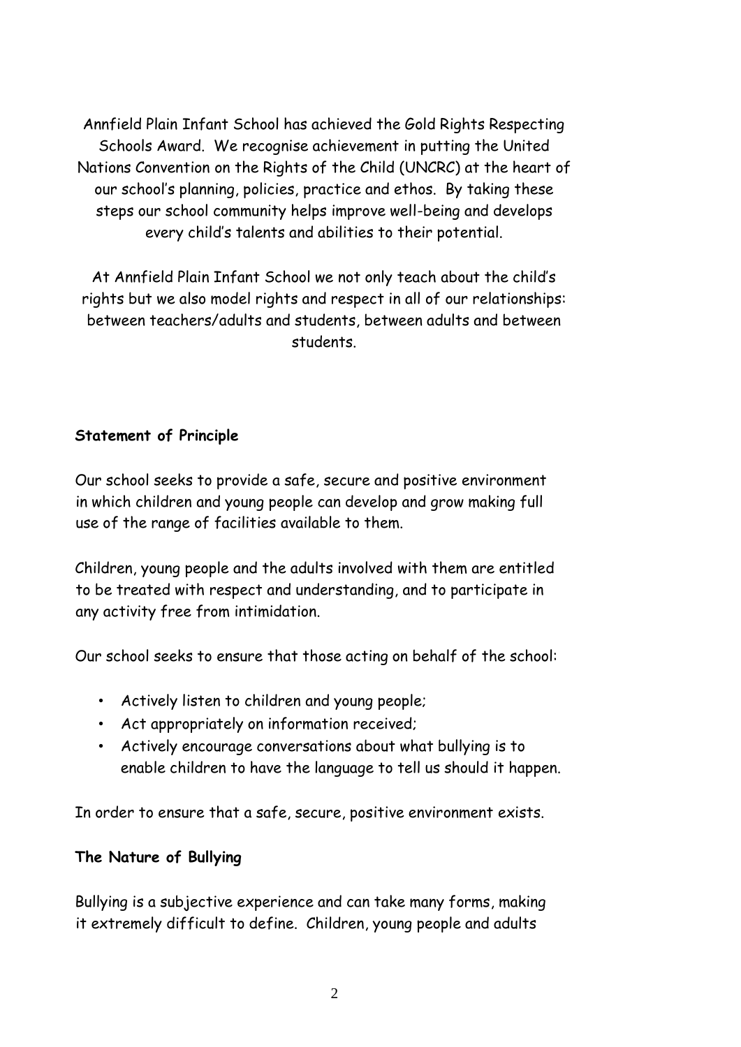Annfield Plain Infant School has achieved the Gold Rights Respecting Schools Award. We recognise achievement in putting the United Nations Convention on the Rights of the Child (UNCRC) at the heart of our school's planning, policies, practice and ethos. By taking these steps our school community helps improve well-being and develops every child's talents and abilities to their potential.

At Annfield Plain Infant School we not only teach about the child's rights but we also model rights and respect in all of our relationships: between teachers/adults and students, between adults and between students.

**Statement of Principle**

Our school seeks to provide a safe, secure and positive environment in which children and young people can develop and grow making full use of the range of facilities available to them.

Children, young people and the adults involved with them are entitled to be treated with respect and understanding, and to participate in any activity free from intimidation.

Our school seeks to ensure that those acting on behalf of the school:

- Actively listen to children and young people;
- Act appropriately on information received;
- Actively encourage conversations about what bullying is to enable children to have the language to tell us should it happen.

In order to ensure that a safe, secure, positive environment exists.

**The Nature of Bullying**

Bullying is a subjective experience and can take many forms, making it extremely difficult to define. Children, young people and adults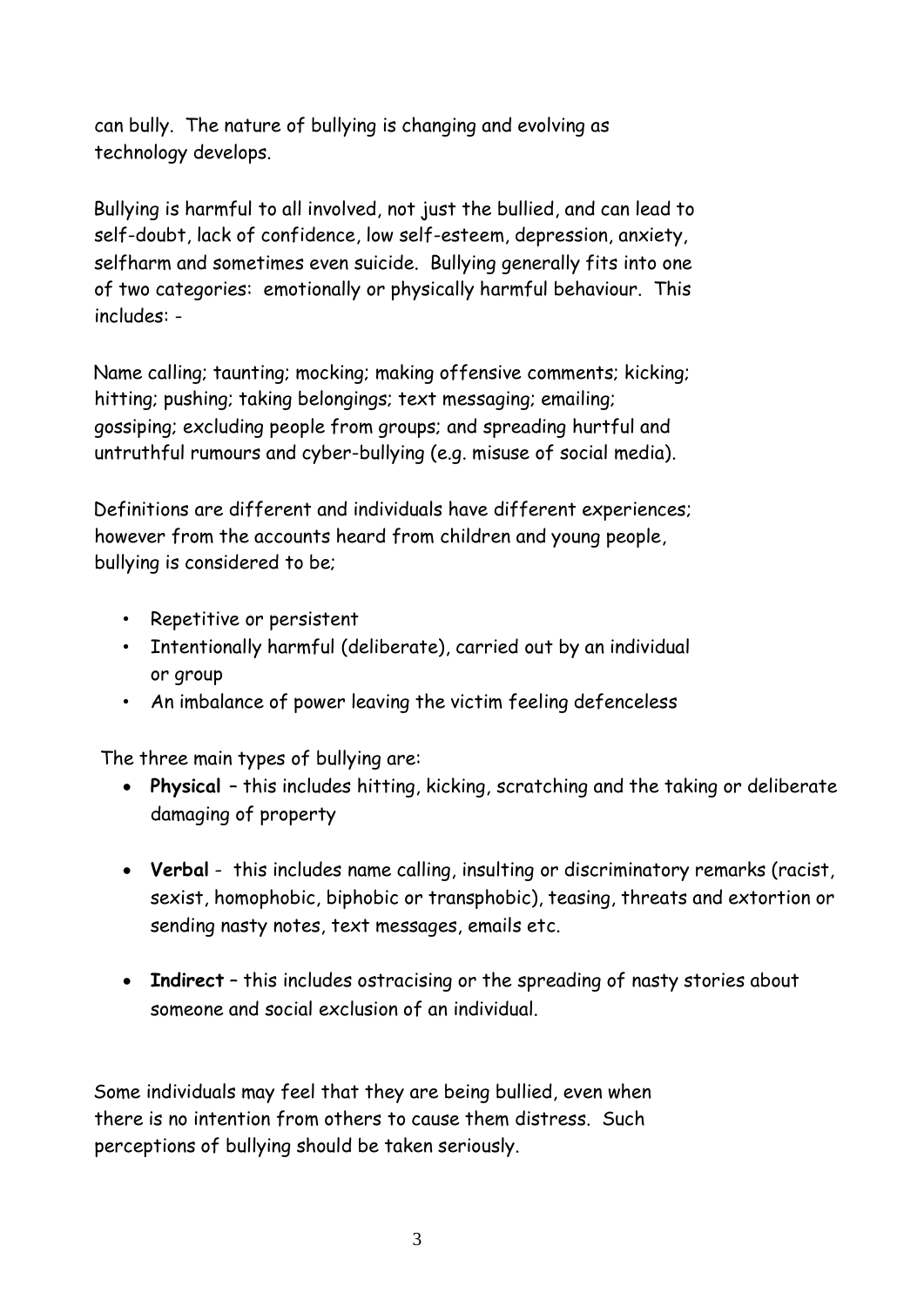can bully. The nature of bullying is changing and evolving as technology develops.

Bullying is harmful to all involved, not just the bullied, and can lead to self-doubt, lack of confidence, low self-esteem, depression, anxiety, selfharm and sometimes even suicide. Bullying generally fits into one of two categories: emotionally or physically harmful behaviour. This includes: -

Name calling; taunting; mocking; making offensive comments; kicking; hitting; pushing; taking belongings; text messaging; emailing; gossiping; excluding people from groups; and spreading hurtful and untruthful rumours and cyber-bullying (e.g. misuse of social media).

Definitions are different and individuals have different experiences; however from the accounts heard from children and young people, bullying is considered to be;

- Repetitive or persistent
- Intentionally harmful (deliberate), carried out by an individual or group
- An imbalance of power leaving the victim feeling defenceless

The three main types of bullying are:

- **Physical** – this includes hitting, kicking, scratching and the taking or deliberate damaging of property
- **Verbal** - this includes name calling, insulting or discriminatory remarks (racist, sexist, homophobic, biphobic or transphobic), teasing, threats and extortion or sending nasty notes, text messages, emails etc.
- **Indirect** – this includes ostracising or the spreading of nasty stories about someone and social exclusion of an individual.

Some individuals may feel that they are being bullied, even when there is no intention from others to cause them distress. Such perceptions of bullying should be taken seriously.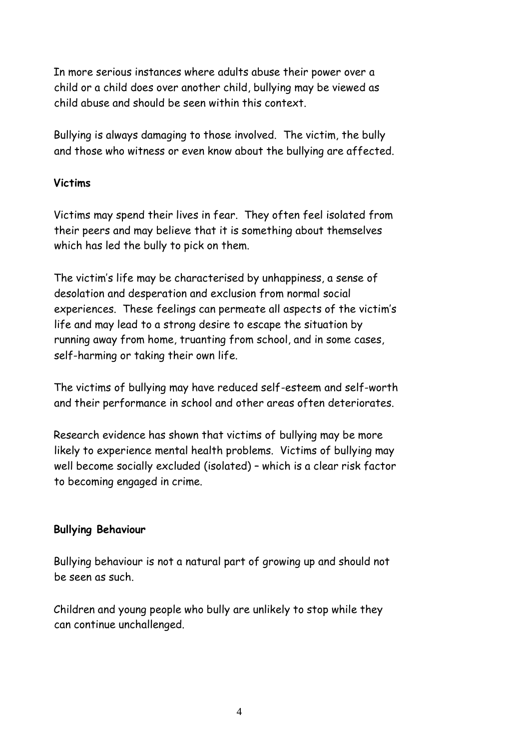In more serious instances where adults abuse their power over a child or a child does over another child, bullying may be viewed as child abuse and should be seen within this context.

Bullying is always damaging to those involved. The victim, the bully and those who witness or even know about the bullying are affected.

**Victims**

Victims may spend their lives in fear. They often feel isolated from their peers and may believe that it is something about themselves which has led the bully to pick on them.

The victim's life may be characterised by unhappiness, a sense of desolation and desperation and exclusion from normal social experiences. These feelings can permeate all aspects of the victim's life and may lead to a strong desire to escape the situation by running away from home, truanting from school, and in some cases, self-harming or taking their own life.

The victims of bullying may have reduced self-esteem and self-worth and their performance in school and other areas often deteriorates.

Research evidence has shown that victims of bullying may be more likely to experience mental health problems. Victims of bullying may well become socially excluded (isolated) – which is a clear risk factor to becoming engaged in crime.

**Bullying Behaviour**

Bullying behaviour is not a natural part of growing up and should not be seen as such.

Children and young people who bully are unlikely to stop while they can continue unchallenged.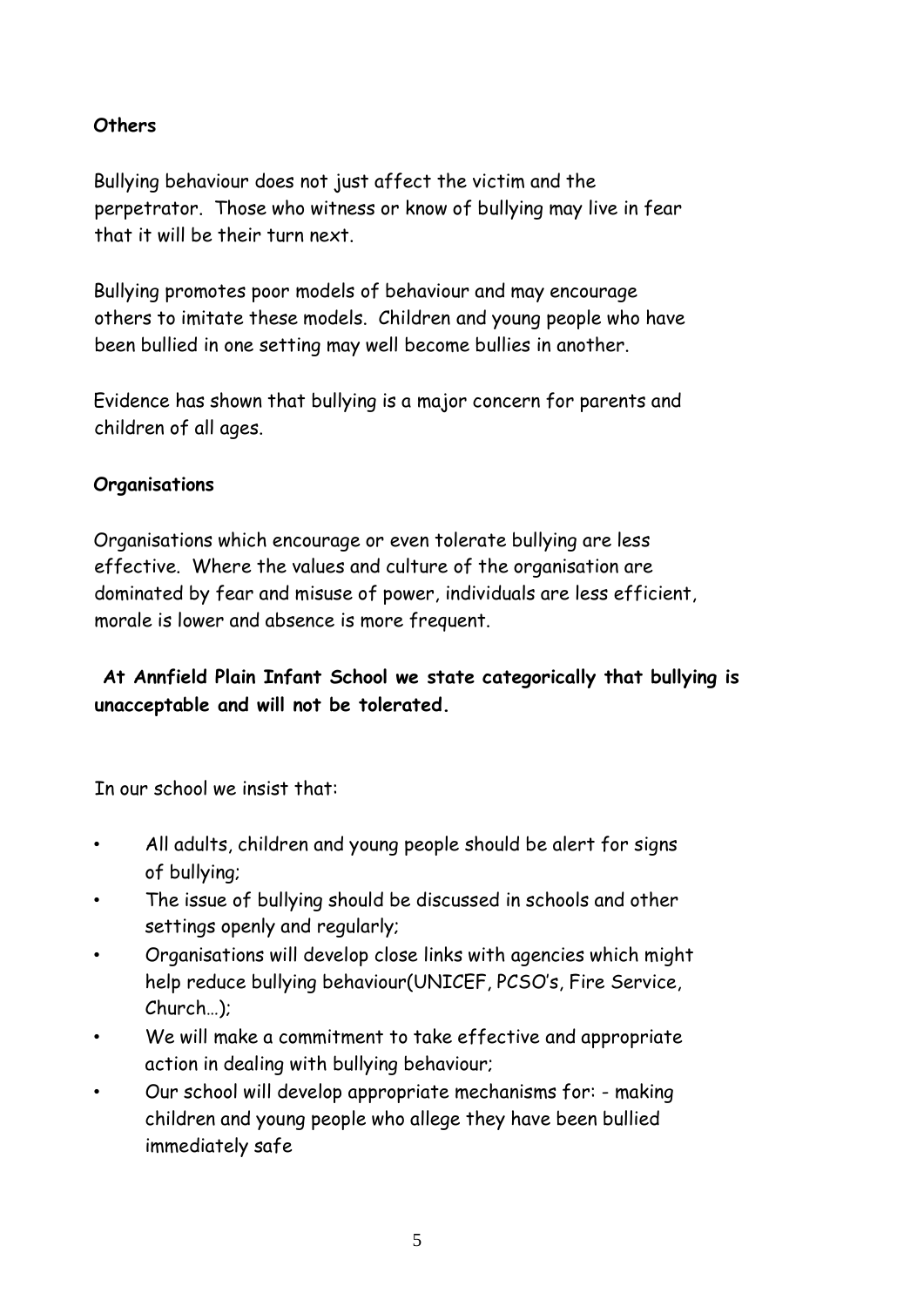**Others**

Bullying behaviour does not just affect the victim and the perpetrator. Those who witness or know of bullying may live in fear that it will be their turn next.

Bullying promotes poor models of behaviour and may encourage others to imitate these models. Children and young people who have been bullied in one setting may well become bullies in another.

Evidence has shown that bullying is a major concern for parents and children of all ages.

**Organisations**

Organisations which encourage or even tolerate bullying are less effective. Where the values and culture of the organisation are dominated by fear and misuse of power, individuals are less efficient, morale is lower and absence is more frequent.

**At Annfield Plain Infant School we state categorically that bullying is unacceptable and will not be tolerated.**

In our school we insist that:

- All adults, children and young people should be alert for signs of bullying;
- The issue of bullying should be discussed in schools and other settings openly and regularly;
- Organisations will develop close links with agencies which might help reduce bullying behaviour(UNICEF, PCSO's, Fire Service, Church…);
- We will make a commitment to take effective and appropriate action in dealing with bullying behaviour;
- Our school will develop appropriate mechanisms for: - making children and young people who allege they have been bullied immediately safe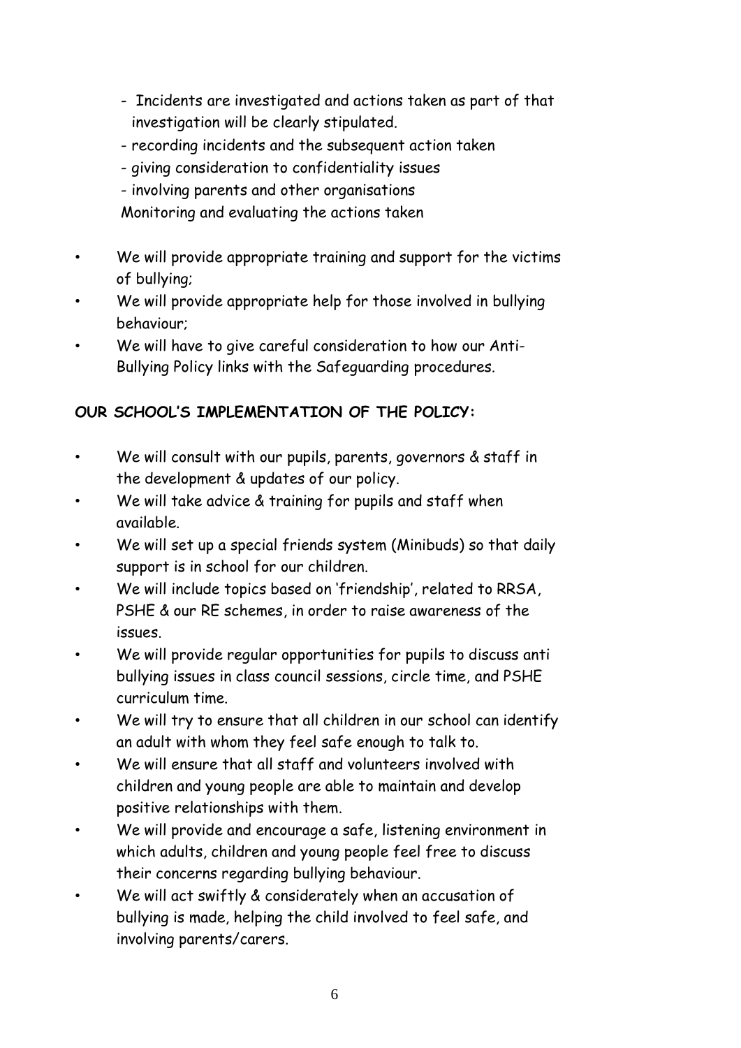- Incidents are investigated and actions taken as part of that investigation will be clearly stipulated.
- recording incidents and the subsequent action taken
- giving consideration to confidentiality issues
- involving parents and other organisations

Monitoring and evaluating the actions taken

- We will provide appropriate training and support for the victims of bullying;
- We will provide appropriate help for those involved in bullying behaviour;
- We will have to give careful consideration to how our Anti-Bullying Policy links with the Safeguarding procedures.

**OUR SCHOOL'S IMPLEMENTATION OF THE POLICY:**

- We will consult with our pupils, parents, governors & staff in the development & updates of our policy.
- We will take advice & training for pupils and staff when available.
- We will set up a special friends system (Minibuds) so that daily support is in school for our children.
- We will include topics based on 'friendship', related to RRSA, PSHE & our RE schemes, in order to raise awareness of the issues.
- We will provide regular opportunities for pupils to discuss anti bullying issues in class council sessions, circle time, and PSHE curriculum time.
- We will try to ensure that all children in our school can identify an adult with whom they feel safe enough to talk to.
- We will ensure that all staff and volunteers involved with children and young people are able to maintain and develop positive relationships with them.
- We will provide and encourage a safe, listening environment in which adults, children and young people feel free to discuss their concerns regarding bullying behaviour.
- We will act swiftly & considerately when an accusation of bullying is made, helping the child involved to feel safe, and involving parents/carers.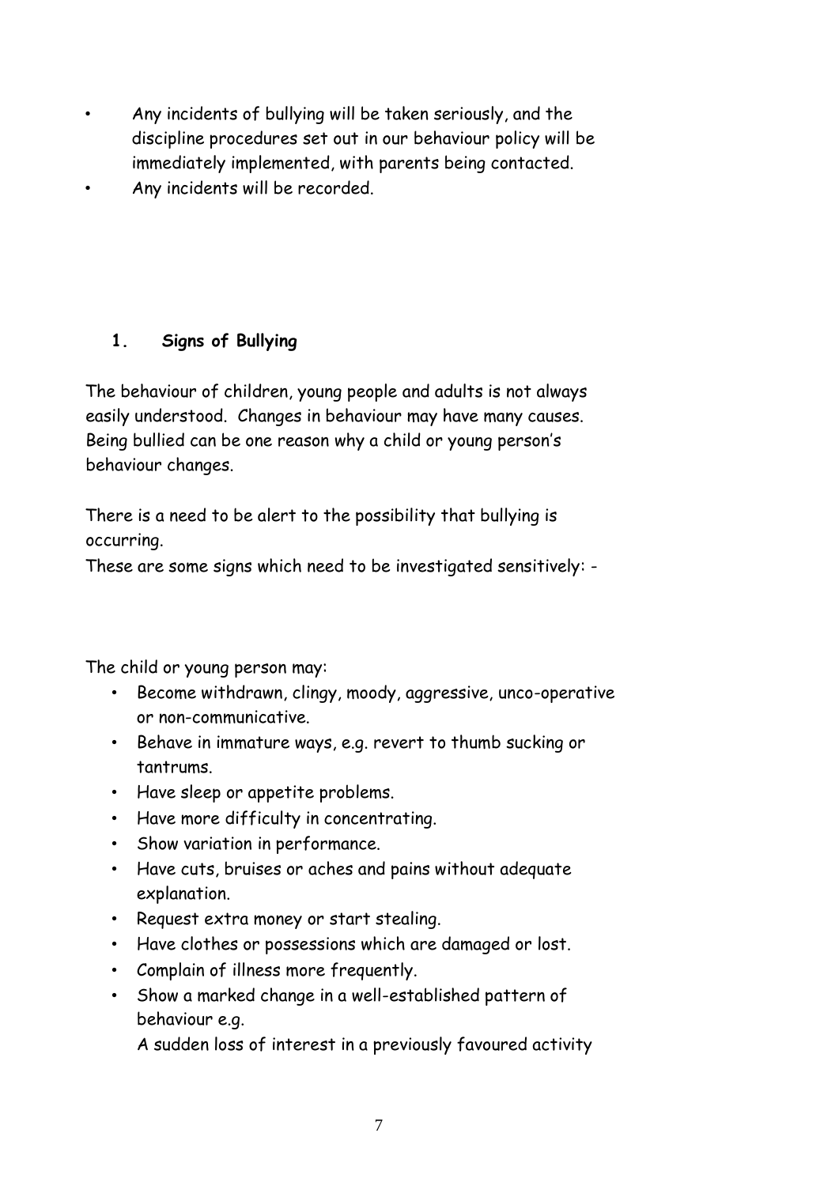- Any incidents of bullying will be taken seriously, and the discipline procedures set out in our behaviour policy will be immediately implemented, with parents being contacted.
- Any incidents will be recorded.

## 1. Signs of Bullying

The behaviour of children, young people and adults is not always easily understood. Changes in behaviour may have many causes. Being bullied can be one reason why a child or young person's behaviour changes.

There is a need to be alert to the possibility that bullying is occurring.

These are some signs which need to be investigated sensitively: -

The child or young person may:

- Become withdrawn, clingy, moody, aggressive, unco-operative or non-communicative.
- Behave in immature ways, e.g. revert to thumb sucking or tantrums.
- Have sleep or appetite problems.
- Have more difficulty in concentrating.
- Show variation in performance.
- Have cuts, bruises or aches and pains without adequate explanation.
- Request extra money or start stealing.
- Have clothes or possessions which are damaged or lost.
- Complain of illness more frequently.
- Show a marked change in a well-established pattern of behaviour e.g.
  A sudden loss of interest in a previously favoured activity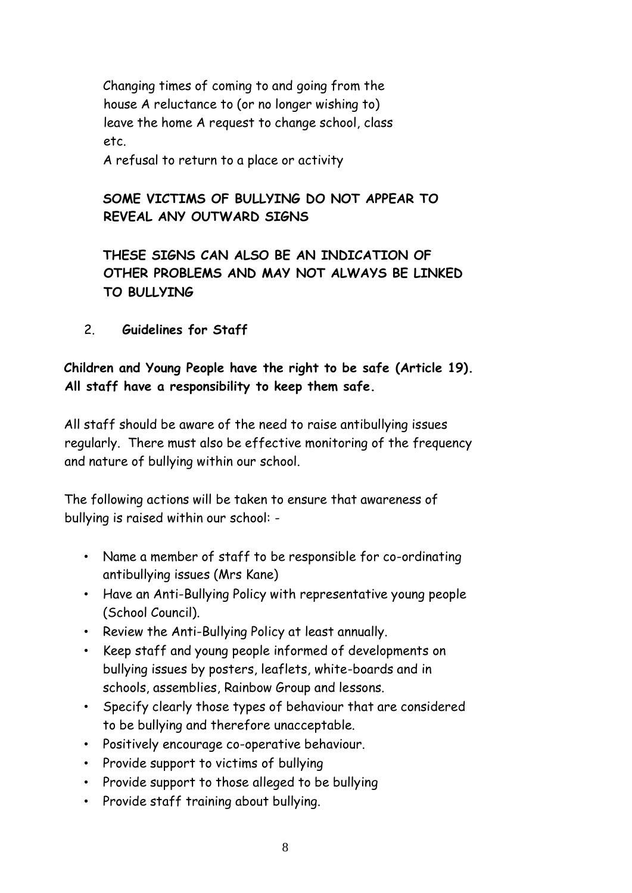Changing times of coming to and going from the house A reluctance to (or no longer wishing to) leave the home A request to change school, class etc.

A refusal to return to a place or activity

**SOME VICTIMS OF BULLYING DO NOT APPEAR TO REVEAL ANY OUTWARD SIGNS**

**THESE SIGNS CAN ALSO BE AN INDICATION OF OTHER PROBLEMS AND MAY NOT ALWAYS BE LINKED TO BULLYING**

## 2. **Guidelines for Staff**

**Children and Young People have the right to be safe (Article 19). All staff have a responsibility to keep them safe.**

All staff should be aware of the need to raise antibullying issues regularly. There must also be effective monitoring of the frequency and nature of bullying within our school.

The following actions will be taken to ensure that awareness of bullying is raised within our school: -

- Name a member of staff to be responsible for co-ordinating antibullying issues (Mrs Kane)
- Have an Anti-Bullying Policy with representative young people (School Council).
- Review the Anti-Bullying Policy at least annually.
- Keep staff and young people informed of developments on bullying issues by posters, leaflets, white-boards and in schools, assemblies, Rainbow Group and lessons.
- Specify clearly those types of behaviour that are considered to be bullying and therefore unacceptable.
- Positively encourage co-operative behaviour.
- Provide support to victims of bullying
- Provide support to those alleged to be bullying
- Provide staff training about bullying.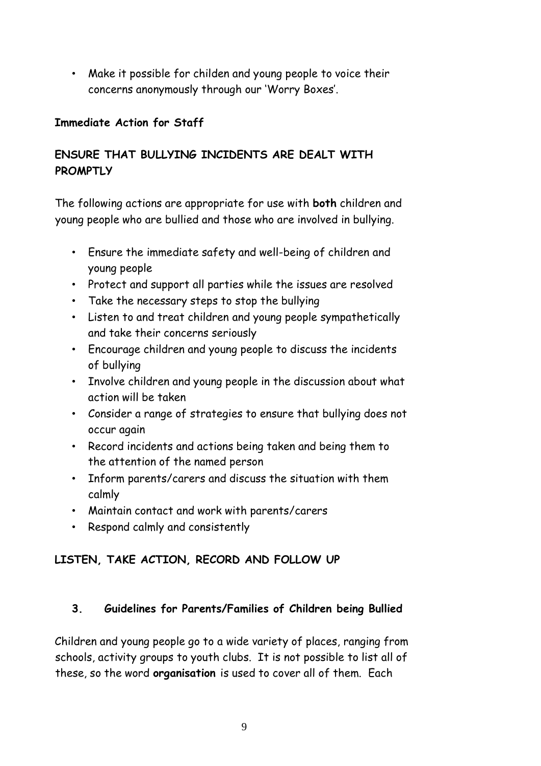- Make it possible for childen and young people to voice their concerns anonymously through our 'Worry Boxes'.

**Immediate Action for Staff**

**ENSURE THAT BULLYING INCIDENTS ARE DEALT WITH PROMPTLY**

The following actions are appropriate for use with **both** children and young people who are bullied and those who are involved in bullying.

- Ensure the immediate safety and well-being of children and young people
- Protect and support all parties while the issues are resolved
- Take the necessary steps to stop the bullying
- Listen to and treat children and young people sympathetically and take their concerns seriously
- Encourage children and young people to discuss the incidents of bullying
- Involve children and young people in the discussion about what action will be taken
- Consider a range of strategies to ensure that bullying does not occur again
- Record incidents and actions being taken and being them to the attention of the named person
- Inform parents/carers and discuss the situation with them calmly
- Maintain contact and work with parents/carers
- Respond calmly and consistently

**LISTEN, TAKE ACTION, RECORD AND FOLLOW UP**

### 3. Guidelines for Parents/Families of Children being Bullied

Children and young people go to a wide variety of places, ranging from schools, activity groups to youth clubs. It is not possible to list all of these, so the word **organisation** is used to cover all of them. Each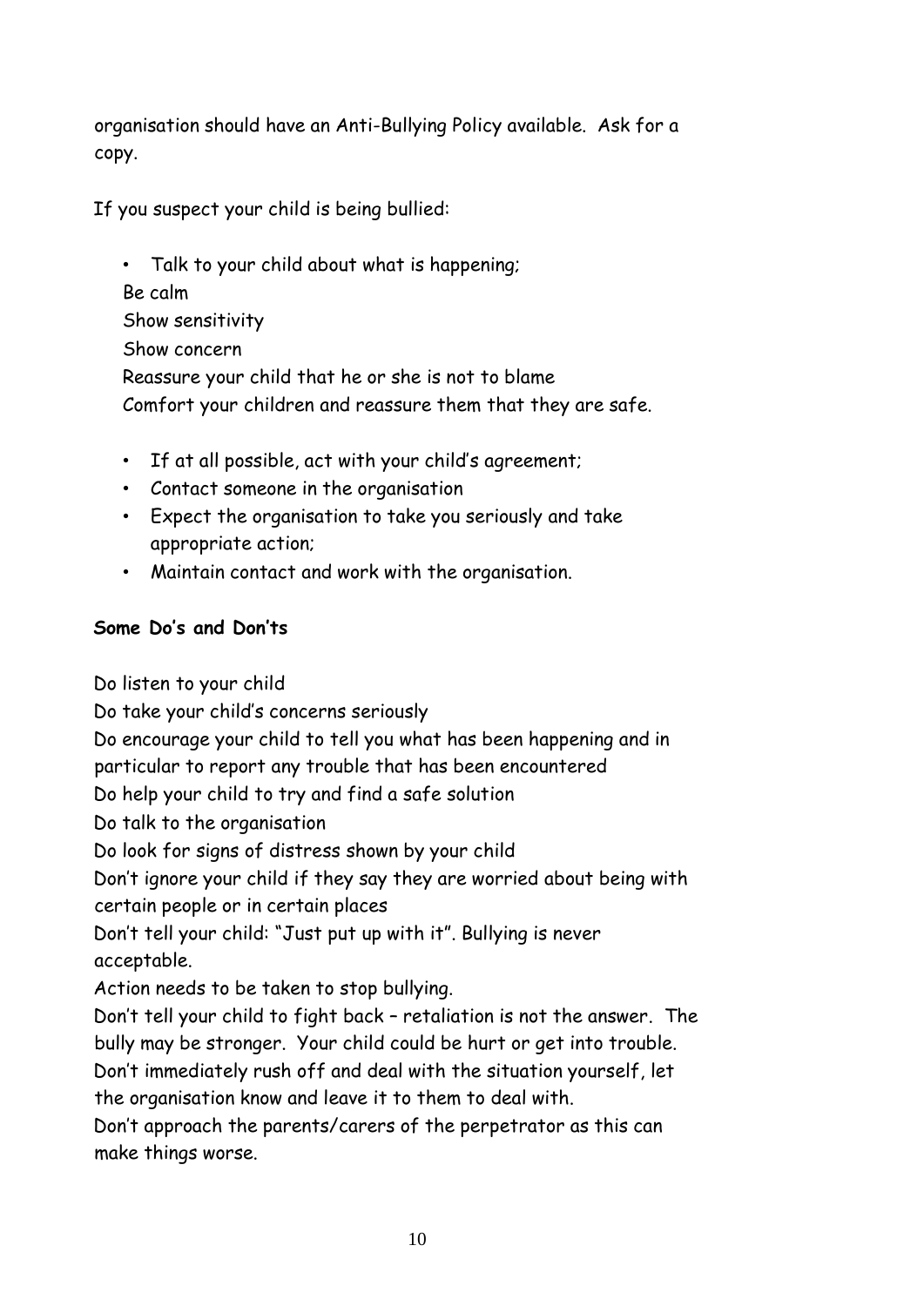organisation should have an Anti-Bullying Policy available. Ask for a copy.

If you suspect your child is being bullied:

- Talk to your child about what is happening;

  Be calm

  Show sensitivity

  Show concern

  Reassure your child that he or she is not to blame

  Comfort your children and reassure them that they are safe.

- If at all possible, act with your child's agreement;
- Contact someone in the organisation
- Expect the organisation to take you seriously and take appropriate action;
- Maintain contact and work with the organisation.

**Some Do's and Don'ts**

Do listen to your child

Do take your child's concerns seriously

Do encourage your child to tell you what has been happening and in particular to report any trouble that has been encountered

Do help your child to try and find a safe solution

Do talk to the organisation

Do look for signs of distress shown by your child

Don't ignore your child if they say they are worried about being with certain people or in certain places

Don't tell your child: "Just put up with it". Bullying is never acceptable.

Action needs to be taken to stop bullying.

Don't tell your child to fight back – retaliation is not the answer. The bully may be stronger. Your child could be hurt or get into trouble.

Don't immediately rush off and deal with the situation yourself, let the organisation know and leave it to them to deal with.

Don't approach the parents/carers of the perpetrator as this can make things worse.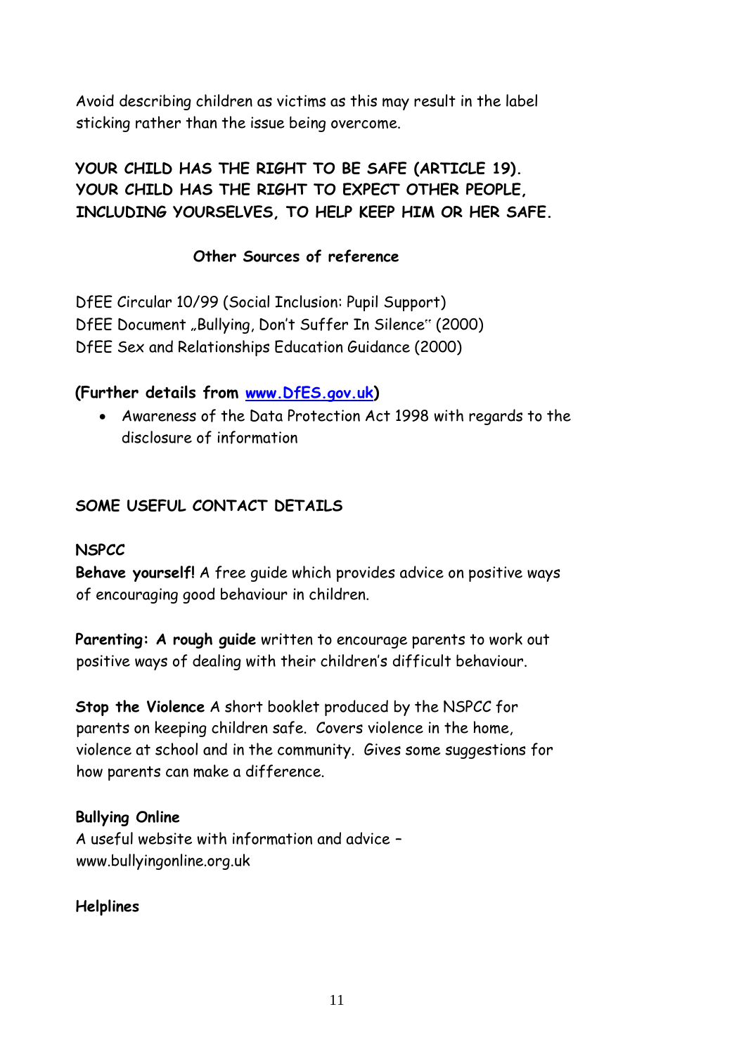Avoid describing children as victims as this may result in the label sticking rather than the issue being overcome.

**YOUR CHILD HAS THE RIGHT TO BE SAFE (ARTICLE 19). YOUR CHILD HAS THE RIGHT TO EXPECT OTHER PEOPLE, INCLUDING YOURSELVES, TO HELP KEEP HIM OR HER SAFE.**

## Other Sources of reference

DfEE Circular 10/99 (Social Inclusion: Pupil Support)
DfEE Document „Bullying, Don't Suffer In Silence" (2000)
DfEE Sex and Relationships Education Guidance (2000)

**(Further details from [www.DfES.gov.uk](www.DfES.gov.uk))**

- Awareness of the Data Protection Act 1998 with regards to the disclosure of information

## SOME USEFUL CONTACT DETAILS

**NSPCC**

**Behave yourself!** A free guide which provides advice on positive ways of encouraging good behaviour in children.

**Parenting: A rough guide** written to encourage parents to work out positive ways of dealing with their children's difficult behaviour.

**Stop the Violence** A short booklet produced by the NSPCC for parents on keeping children safe. Covers violence in the home, violence at school and in the community. Gives some suggestions for how parents can make a difference.

**Bullying Online**

A useful website with information and advice – www.bullyingonline.org.uk

**Helplines**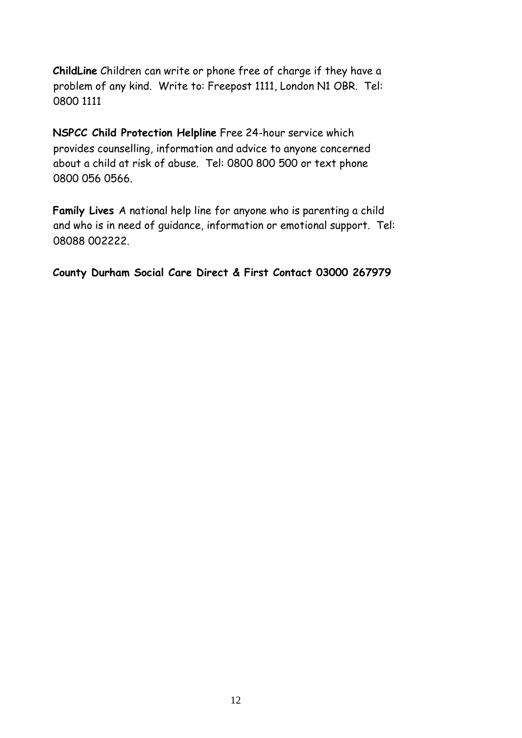**ChildLine** Children can write or phone free of charge if they have a problem of any kind. Write to: Freepost 1111, London N1 OBR. Tel: 0800 1111

**NSPCC Child Protection Helpline** Free 24-hour service which provides counselling, information and advice to anyone concerned about a child at risk of abuse. Tel: 0800 800 500 or text phone 0800 056 0566.

**Family Lives** A national help line for anyone who is parenting a child and who is in need of guidance, information or emotional support. Tel: 08088 002222.

**County Durham Social Care Direct & First Contact 03000 267979**